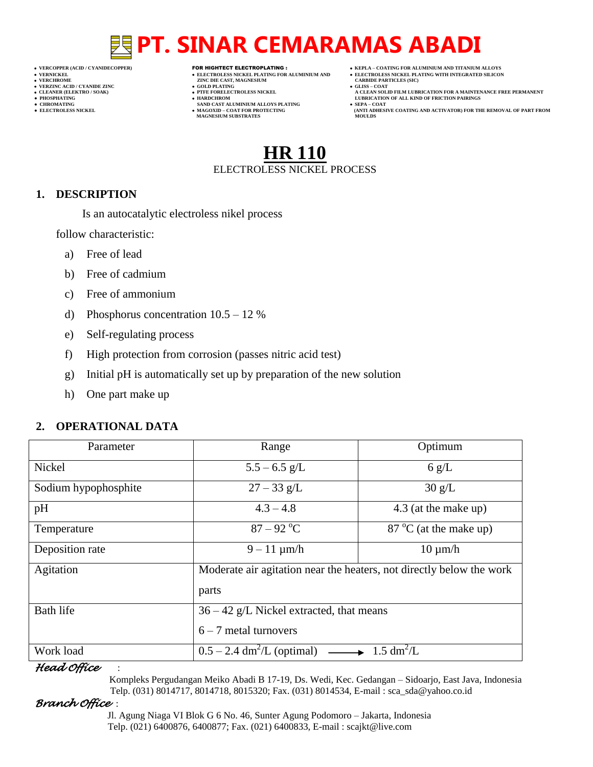# PT. SINAR CEMARAMAS ABADI

- VERCOPPER (ACID / CYANIDECOPPER)
- VERNICKEL
- VERCHROME
- VERZINC ACID / CYANIDE ZINC
- CLEANER (ELEKTRO / SOAK)
- PHOSPHATING
- CHROMATING
- ELECTROLESS NICKEL

**FOR HIGHTECT ELECTROPLATING :**

- ELECTROLESS NICKEL PLATING FOR ALUMINIUM AND ZINC DIE CAST, MAGNESIUM
- GOLD PLATING
- PTFE FORELECTROLESS NICKEL
- HARDCHROM SAND CAST ALUMINIUM ALLOYS PLATING
- MAGOXID – COAT FOR PROTECTING MAGNESIUM SUBSTRATES

- KEPLA – COATING FOR ALUMINIUM AND TITANIUM ALLOYS
- ELECTROLESS NICKEL PLATING WITH INTEGRATED SILICON CARBIDE PARTICLES (SIC)
- GLISS – COAT A CLEAN SOLID FILM LUBRICATION FOR A MAINTENANCE FREE PERMANENT LUBRICATION OF ALL KIND OF FRICTION PAIRINGS
- SEPA – COAT (ANTI ADHESIVE COATING AND ACTIVATOR) FOR THE REMOVAL OF PART FROM MOULDS

# HR 110

ELECTROLESS NICKEL PROCESS

## 1. DESCRIPTION

Is an autocatalytic electroless nikel process

follow characteristic:

a) Free of lead
b) Free of cadmium
c) Free of ammonium
d) Phosphorus concentration 10.5 – 12 %
e) Self-regulating process
f) High protection from corrosion (passes nitric acid test)
g) Initial pH is automatically set up by preparation of the new solution
h) One part make up

## 2. OPERATIONAL DATA

| Parameter | Range | Optimum |
|---|---|---|
| Nickel | 5.5 – 6.5 g/L | 6 g/L |
| Sodium hypophosphite | 27 – 33 g/L | 30 g/L |
| pH | 4.3 – 4.8 | 4.3 (at the make up) |
| Temperature | 87 – 92 $^{o}$C | 87 $^{o}$C (at the make up) |
| Deposition rate | 9 – 11 µm/h | 10 µm/h |
| Agitation | Moderate air agitation near the heaters, not directly below the work parts | |
| Bath life | 36 – 42 g/L Nickel extracted, that means 6 – 7 metal turnovers | |
| Work load | 0.5 – 2.4 dm$^{2}$/L (optimal) ⟶ 1.5 dm$^{2}$/L | |

*Head Office* :
Kompleks Pergudangan Meiko Abadi B 17-19, Ds. Wedi, Kec. Gedangan – Sidoarjo, East Java, Indonesia
Telp. (031) 8014717, 8014718, 8015320; Fax. (031) 8014534, E-mail : sca_sda@yahoo.co.id

*Branch Office* :
Jl. Agung Niaga VI Blok G 6 No. 46, Sunter Agung Podomoro – Jakarta, Indonesia
Telp. (021) 6400876, 6400877; Fax. (021) 6400833, E-mail : scajkt@live.com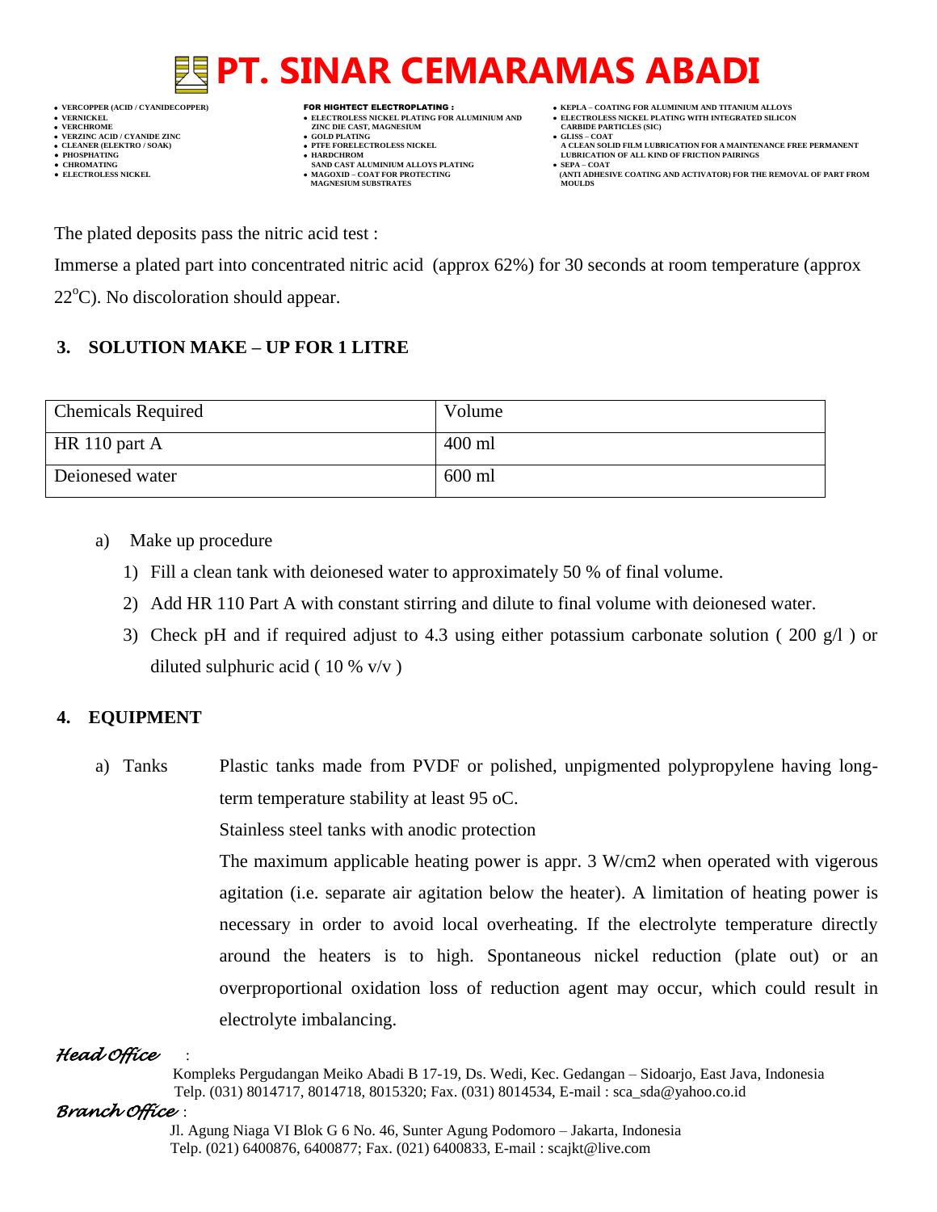The plated deposits pass the nitric acid test :

Immerse a plated part into concentrated nitric acid (approx 62%) for 30 seconds at room temperature (approx 22$^{o}$C). No discoloration should appear.

## 3. SOLUTION MAKE – UP FOR 1 LITRE

| Chemicals Required | Volume |
| --- | --- |
| HR 110 part A | 400 ml |
| Deionesed water | 600 ml |

a) Make up procedure

1) Fill a clean tank with deionesed water to approximately 50 % of final volume.
2) Add HR 110 Part A with constant stirring and dilute to final volume with deionesed water.
3) Check pH and if required adjust to 4.3 using either potassium carbonate solution ( 200 g/l ) or diluted sulphuric acid ( 10 % v/v )

## 4. EQUIPMENT

a) Tanks

Plastic tanks made from PVDF or polished, unpigmented polypropylene having long-term temperature stability at least 95 oC.

Stainless steel tanks with anodic protection

The maximum applicable heating power is appr. 3 W/cm2 when operated with vigerous agitation (i.e. separate air agitation below the heater). A limitation of heating power is necessary in order to avoid local overheating. If the electrolyte temperature directly around the heaters is to high. Spontaneous nickel reduction (plate out) or an overproportional oxidation loss of reduction agent may occur, which could result in electrolyte imbalancing.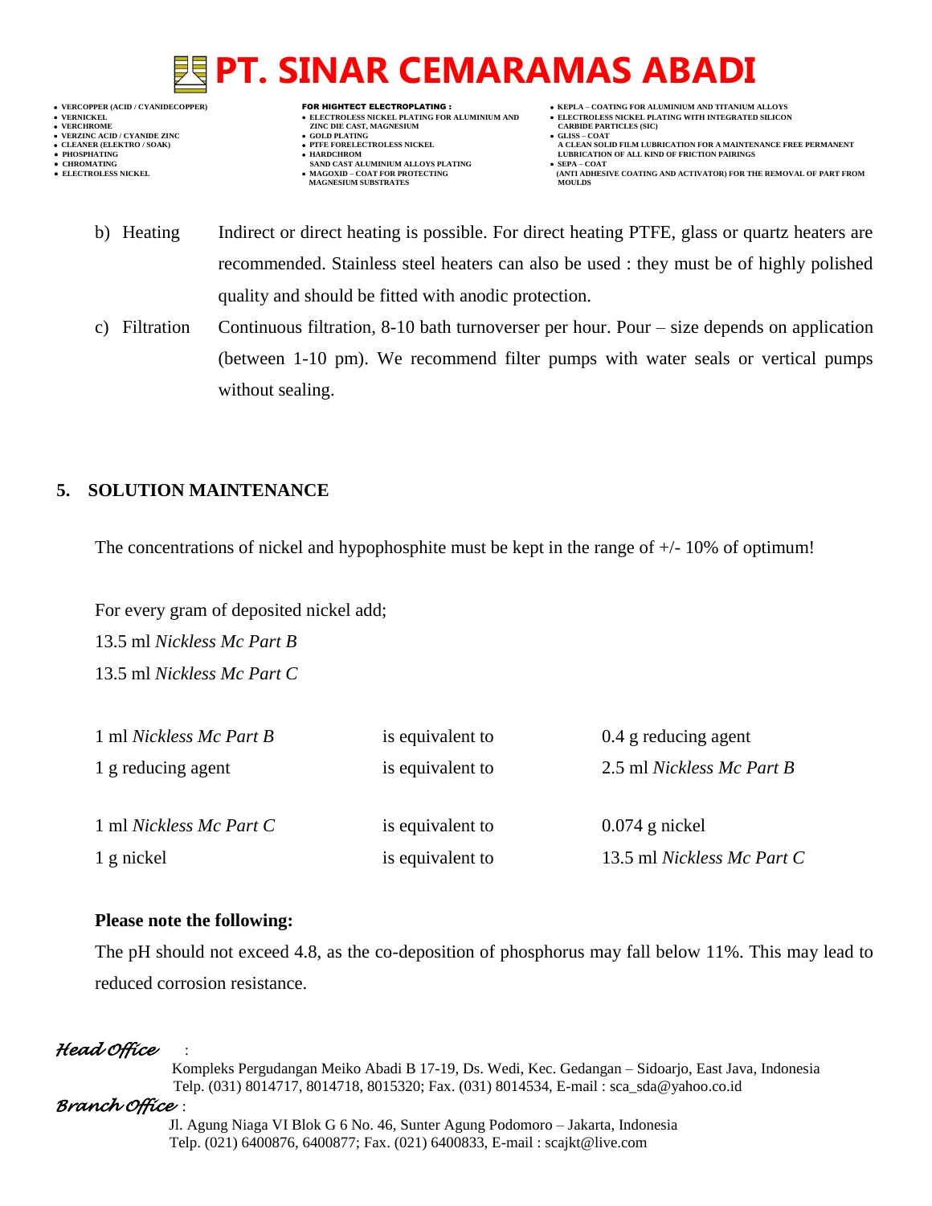b) Heating — Indirect or direct heating is possible. For direct heating PTFE, glass or quartz heaters are recommended. Stainless steel heaters can also be used : they must be of highly polished quality and should be fitted with anodic protection.

c) Filtration — Continuous filtration, 8-10 bath turnoverser per hour. Pour – size depends on application (between 1-10 pm). We recommend filter pumps with water seals or vertical pumps without sealing.

## 5. SOLUTION MAINTENANCE

The concentrations of nickel and hypophosphite must be kept in the range of +/- 10% of optimum!

For every gram of deposited nickel add;
13.5 ml *Nickless Mc Part B*
13.5 ml *Nickless Mc Part C*

| | | |
|---|---|---|
| 1 ml *Nickless Mc Part B* | is equivalent to | 0.4 g reducing agent |
| 1 g reducing agent | is equivalent to | 2.5 ml *Nickless Mc Part B* |
| 1 ml *Nickless Mc Part C* | is equivalent to | 0.074 g nickel |
| 1 g nickel | is equivalent to | 13.5 ml *Nickless Mc Part C* |

**Please note the following:**

The pH should not exceed 4.8, as the co-deposition of phosphorus may fall below 11%. This may lead to reduced corrosion resistance.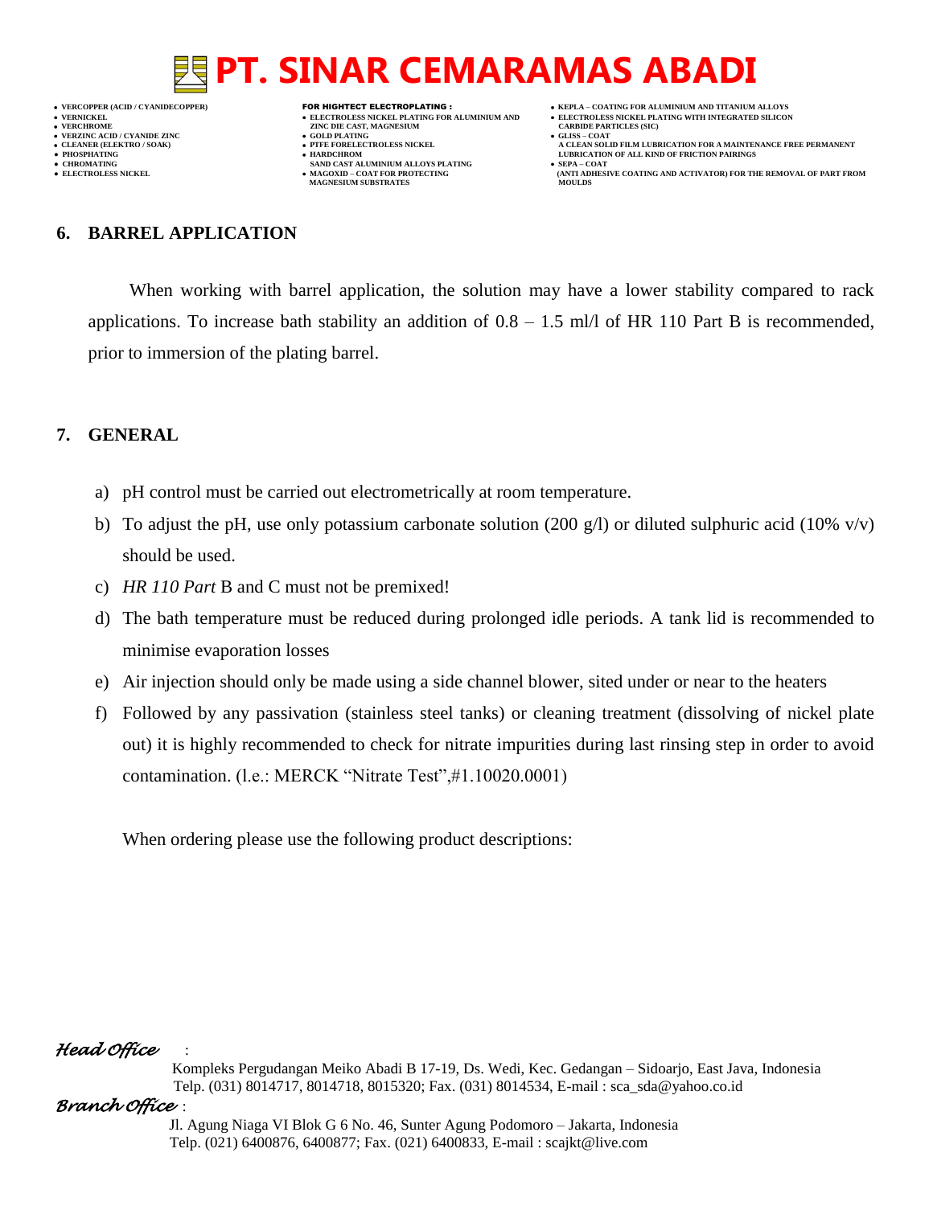## 6. BARREL APPLICATION

When working with barrel application, the solution may have a lower stability compared to rack applications. To increase bath stability an addition of 0.8 – 1.5 ml/l of HR 110 Part B is recommended, prior to immersion of the plating barrel.

## 7. GENERAL

a) pH control must be carried out electrometrically at room temperature.

b) To adjust the pH, use only potassium carbonate solution (200 g/l) or diluted sulphuric acid (10% v/v) should be used.

c) *HR 110 Part* B and C must not be premixed!

d) The bath temperature must be reduced during prolonged idle periods. A tank lid is recommended to minimise evaporation losses

e) Air injection should only be made using a side channel blower, sited under or near to the heaters

f) Followed by any passivation (stainless steel tanks) or cleaning treatment (dissolving of nickel plate out) it is highly recommended to check for nitrate impurities during last rinsing step in order to avoid contamination. (I.e.: MERCK “Nitrate Test”,#1.10020.0001)

When ordering please use the following product descriptions: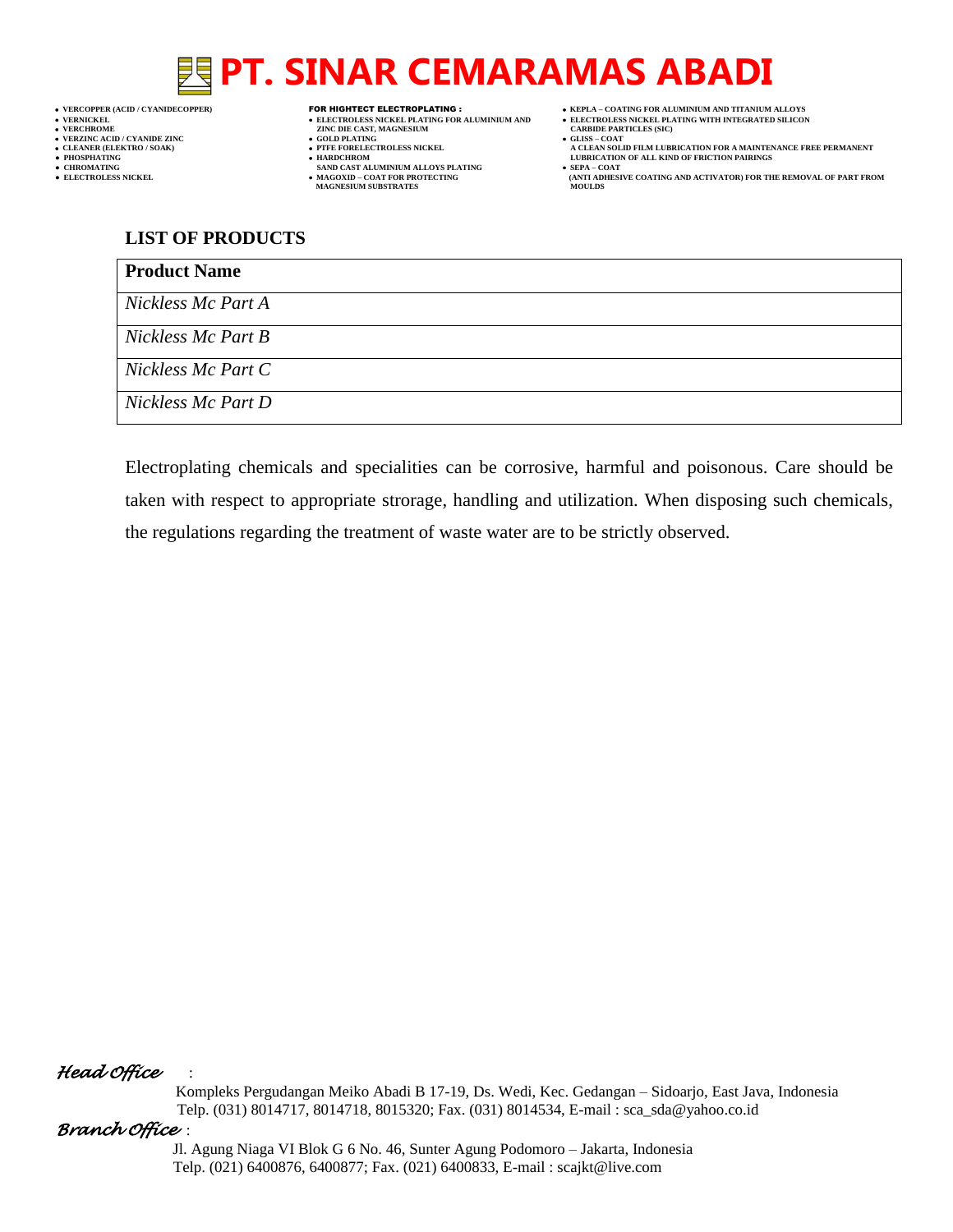## LIST OF PRODUCTS

| Product Name |
|---|
| *Nickless Mc Part A* |
| *Nickless Mc Part B* |
| *Nickless Mc Part C* |
| *Nickless Mc Part D* |

Electroplating chemicals and specialities can be corrosive, harmful and poisonous. Care should be taken with respect to appropriate strorage, handling and utilization. When disposing such chemicals, the regulations regarding the treatment of waste water are to be strictly observed.